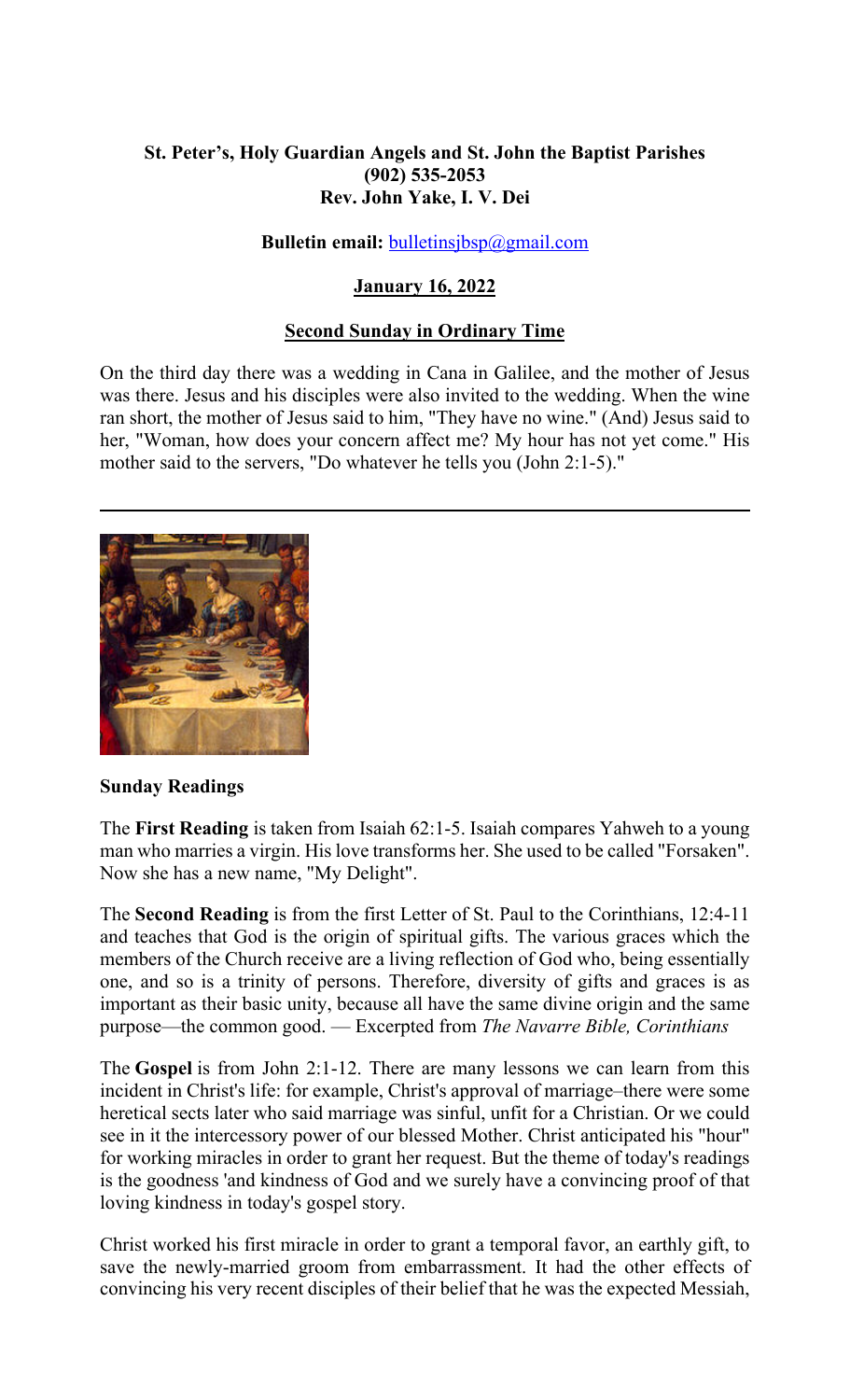**St. Peter's, Holy Guardian Angels and St. John the Baptist Parishes**
**(902) 535-2053**
**Rev. John Yake, I. V. Dei**

**Bulletin email:** bulletinsjbsp@gmail.com

**January 16, 2022**

**Second Sunday in Ordinary Time**

On the third day there was a wedding in Cana in Galilee, and the mother of Jesus was there. Jesus and his disciples were also invited to the wedding. When the wine ran short, the mother of Jesus said to him, "They have no wine." (And) Jesus said to her, "Woman, how does your concern affect me? My hour has not yet come." His mother said to the servers, "Do whatever he tells you (John 2:1-5)."

---

**Sunday Readings**

The **First Reading** is taken from Isaiah 62:1-5. Isaiah compares Yahweh to a young man who marries a virgin. His love transforms her. She used to be called "Forsaken". Now she has a new name, "My Delight".

The **Second Reading** is from the first Letter of St. Paul to the Corinthians, 12:4-11 and teaches that God is the origin of spiritual gifts. The various graces which the members of the Church receive are a living reflection of God who, being essentially one, and so is a trinity of persons. Therefore, diversity of gifts and graces is as important as their basic unity, because all have the same divine origin and the same purpose—the common good. — Excerpted from *The Navarre Bible, Corinthians*

The **Gospel** is from John 2:1-12. There are many lessons we can learn from this incident in Christ's life: for example, Christ's approval of marriage–there were some heretical sects later who said marriage was sinful, unfit for a Christian. Or we could see in it the intercessory power of our blessed Mother. Christ anticipated his "hour" for working miracles in order to grant her request. But the theme of today's readings is the goodness 'and kindness of God and we surely have a convincing proof of that loving kindness in today's gospel story.

Christ worked his first miracle in order to grant a temporal favor, an earthly gift, to save the newly-married groom from embarrassment. It had the other effects of convincing his very recent disciples of their belief that he was the expected Messiah,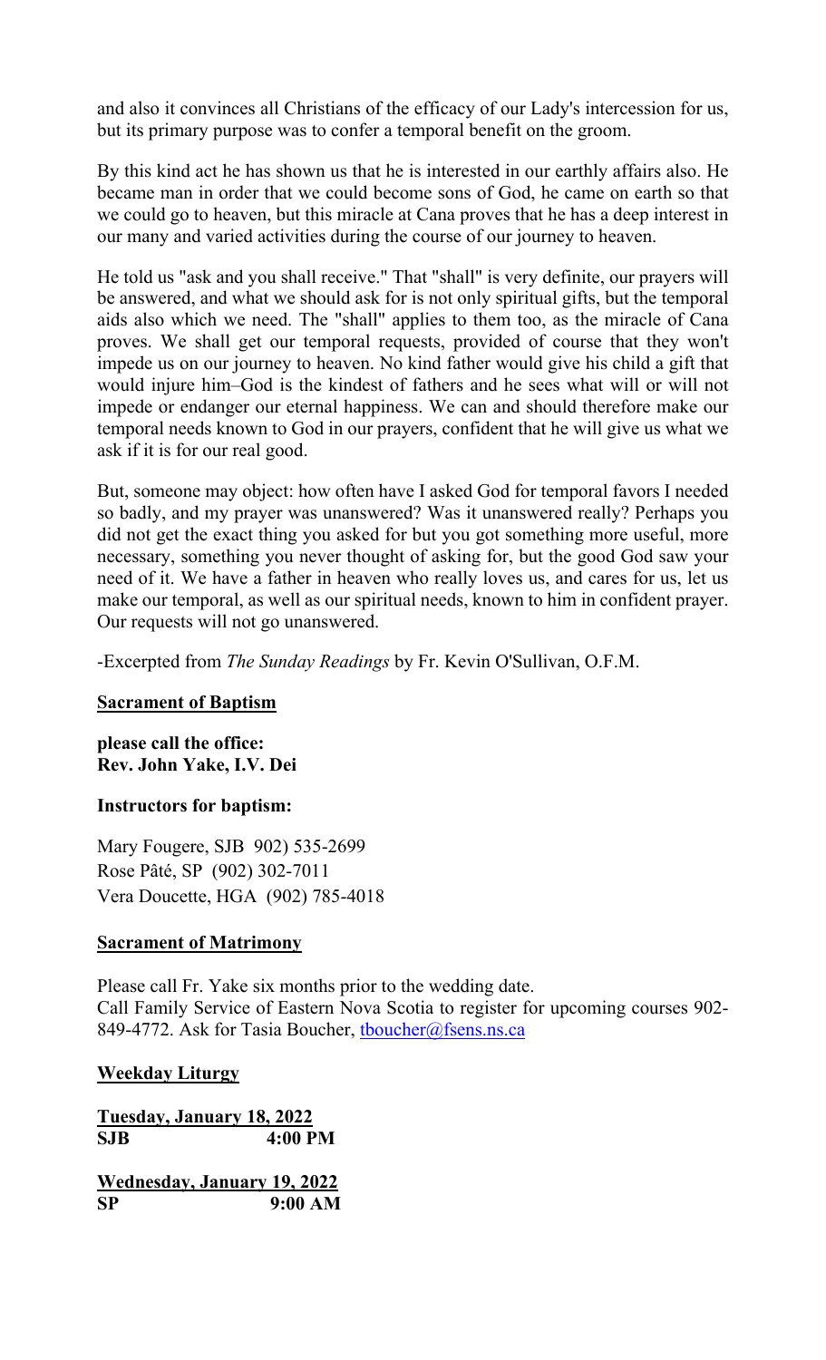and also it convinces all Christians of the efficacy of our Lady's intercession for us, but its primary purpose was to confer a temporal benefit on the groom.

By this kind act he has shown us that he is interested in our earthly affairs also. He became man in order that we could become sons of God, he came on earth so that we could go to heaven, but this miracle at Cana proves that he has a deep interest in our many and varied activities during the course of our journey to heaven.

He told us "ask and you shall receive." That "shall" is very definite, our prayers will be answered, and what we should ask for is not only spiritual gifts, but the temporal aids also which we need. The "shall" applies to them too, as the miracle of Cana proves. We shall get our temporal requests, provided of course that they won't impede us on our journey to heaven. No kind father would give his child a gift that would injure him–God is the kindest of fathers and he sees what will or will not impede or endanger our eternal happiness. We can and should therefore make our temporal needs known to God in our prayers, confident that he will give us what we ask if it is for our real good.

But, someone may object: how often have I asked God for temporal favors I needed so badly, and my prayer was unanswered? Was it unanswered really? Perhaps you did not get the exact thing you asked for but you got something more useful, more necessary, something you never thought of asking for, but the good God saw your need of it. We have a father in heaven who really loves us, and cares for us, let us make our temporal, as well as our spiritual needs, known to him in confident prayer. Our requests will not go unanswered.

-Excerpted from *The Sunday Readings* by Fr. Kevin O'Sullivan, O.F.M.

## Sacrament of Baptism

**please call the office:**
**Rev. John Yake, I.V. Dei**

**Instructors for baptism:**

Mary Fougere, SJB 902) 535-2699
Rose Pâté, SP (902) 302-7011
Vera Doucette, HGA (902) 785-4018

## Sacrament of Matrimony

Please call Fr. Yake six months prior to the wedding date.
Call Family Service of Eastern Nova Scotia to register for upcoming courses 902-849-4772. Ask for Tasia Boucher, tboucher@fsens.ns.ca

## Weekday Liturgy

**Tuesday, January 18, 2022**
**SJB 4:00 PM**

**Wednesday, January 19, 2022**
**SP 9:00 AM**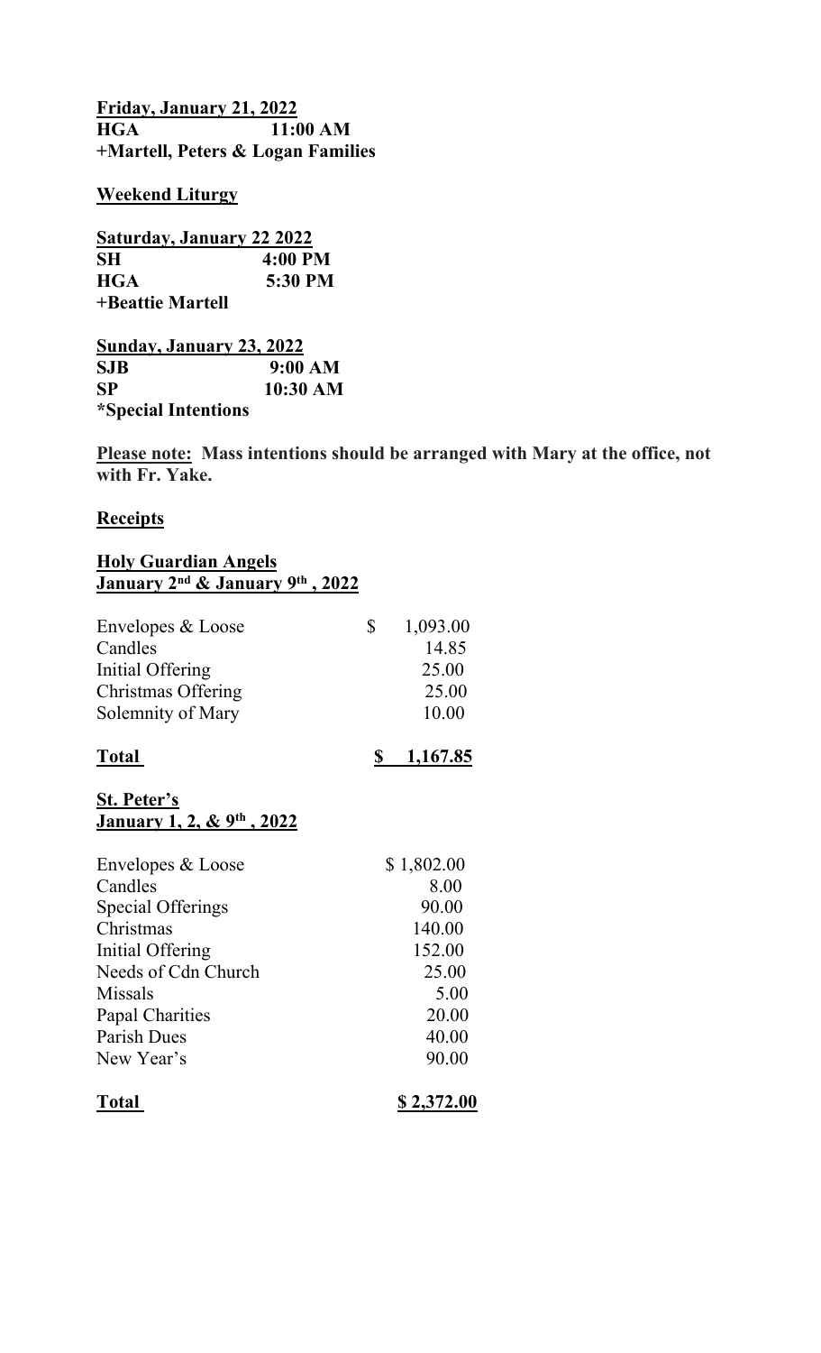**Friday, January 21, 2022**
**HGA 11:00 AM**
**+Martell, Peters & Logan Families**

**Weekend Liturgy**

**Saturday, January 22 2022**
**SH 4:00 PM**
**HGA 5:30 PM**
**+Beattie Martell**

**Sunday, January 23, 2022**
**SJB 9:00 AM**
**SP 10:30 AM**
***Special Intentions**

**Please note: Mass intentions should be arranged with Mary at the office, not with Fr. Yake.**

**Receipts**

**Holy Guardian Angels**
**January 2nd & January 9th , 2022**

| | |
|---|---|
| Envelopes & Loose | $ 1,093.00 |
| Candles | 14.85 |
| Initial Offering | 25.00 |
| Christmas Offering | 25.00 |
| Solemnity of Mary | 10.00 |
| **Total** | **$ 1,167.85** |

**St. Peter's**
**January 1, 2, & 9th , 2022**

| | |
|---|---|
| Envelopes & Loose | $ 1,802.00 |
| Candles | 8.00 |
| Special Offerings | 90.00 |
| Christmas | 140.00 |
| Initial Offering | 152.00 |
| Needs of Cdn Church | 25.00 |
| Missals | 5.00 |
| Papal Charities | 20.00 |
| Parish Dues | 40.00 |
| New Year's | 90.00 |
| **Total** | **$ 2,372.00** |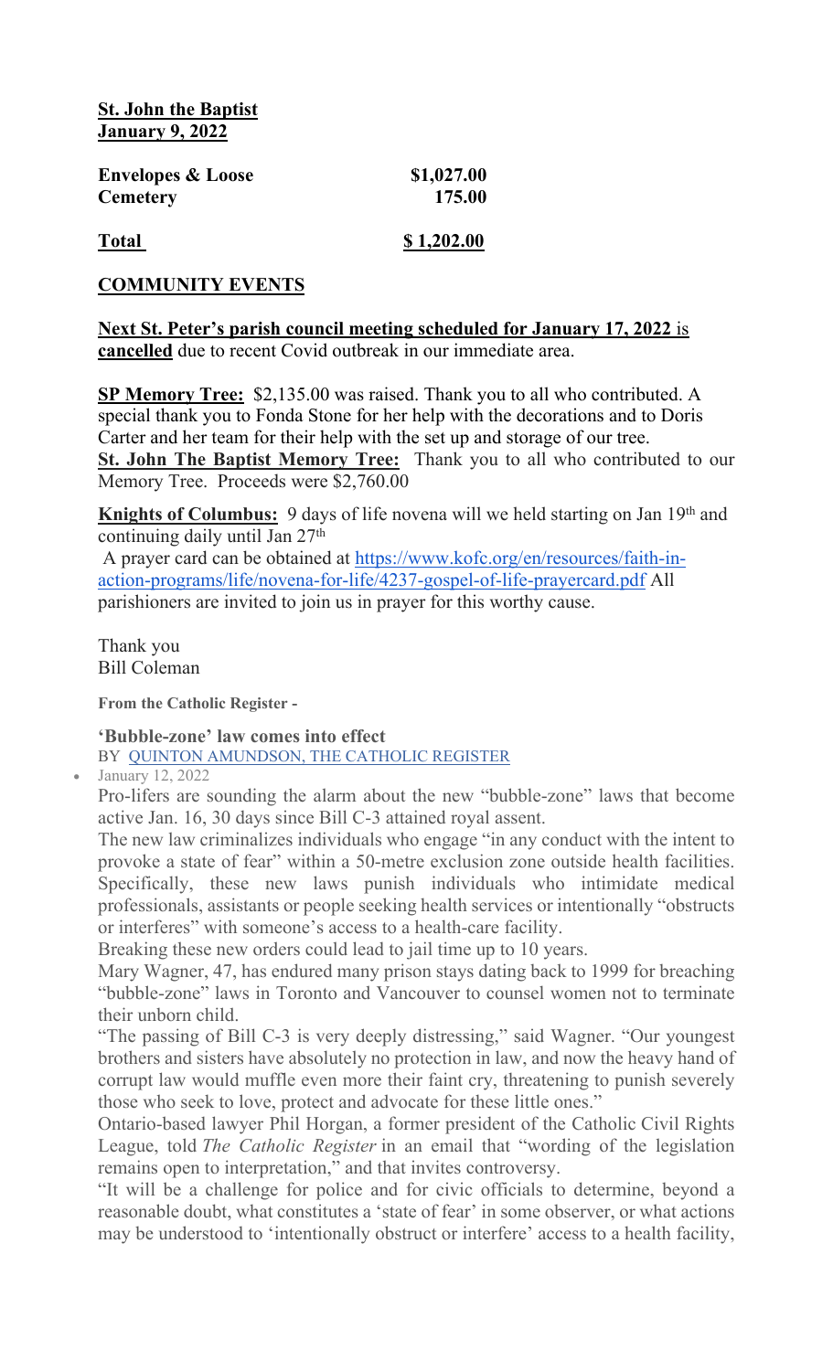**St. John the Baptist**
**January 9, 2022**

| | |
|---|---|
| **Envelopes & Loose** | **$1,027.00** |
| **Cemetery** | **175.00** |
| **Total** | **$ 1,202.00** |

## COMMUNITY EVENTS

**Next St. Peter's parish council meeting scheduled for January 17, 2022** is **cancelled** due to recent Covid outbreak in our immediate area.

**SP Memory Tree:** $2,135.00 was raised. Thank you to all who contributed. A special thank you to Fonda Stone for her help with the decorations and to Doris Carter and her team for their help with the set up and storage of our tree.
**St. John The Baptist Memory Tree:** Thank you to all who contributed to our Memory Tree. Proceeds were $2,760.00

**Knights of Columbus:** 9 days of life novena will we held starting on Jan 19th and continuing daily until Jan 27th
A prayer card can be obtained at https://www.kofc.org/en/resources/faith-in-action-programs/life/novena-for-life/4237-gospel-of-life-prayercard.pdf All parishioners are invited to join us in prayer for this worthy cause.

Thank you
Bill Coleman

**From the Catholic Register -**

### 'Bubble-zone' law comes into effect

BY QUINTON AMUNDSON, THE CATHOLIC REGISTER

- January 12, 2022

Pro-lifers are sounding the alarm about the new "bubble-zone" laws that become active Jan. 16, 30 days since Bill C-3 attained royal assent.

The new law criminalizes individuals who engage "in any conduct with the intent to provoke a state of fear" within a 50-metre exclusion zone outside health facilities. Specifically, these new laws punish individuals who intimidate medical professionals, assistants or people seeking health services or intentionally "obstructs or interferes" with someone's access to a health-care facility.

Breaking these new orders could lead to jail time up to 10 years.

Mary Wagner, 47, has endured many prison stays dating back to 1999 for breaching "bubble-zone" laws in Toronto and Vancouver to counsel women not to terminate their unborn child.

"The passing of Bill C-3 is very deeply distressing," said Wagner. "Our youngest brothers and sisters have absolutely no protection in law, and now the heavy hand of corrupt law would muffle even more their faint cry, threatening to punish severely those who seek to love, protect and advocate for these little ones."

Ontario-based lawyer Phil Horgan, a former president of the Catholic Civil Rights League, told *The Catholic Register* in an email that "wording of the legislation remains open to interpretation," and that invites controversy.

"It will be a challenge for police and for civic officials to determine, beyond a reasonable doubt, what constitutes a 'state of fear' in some observer, or what actions may be understood to 'intentionally obstruct or interfere' access to a health facility,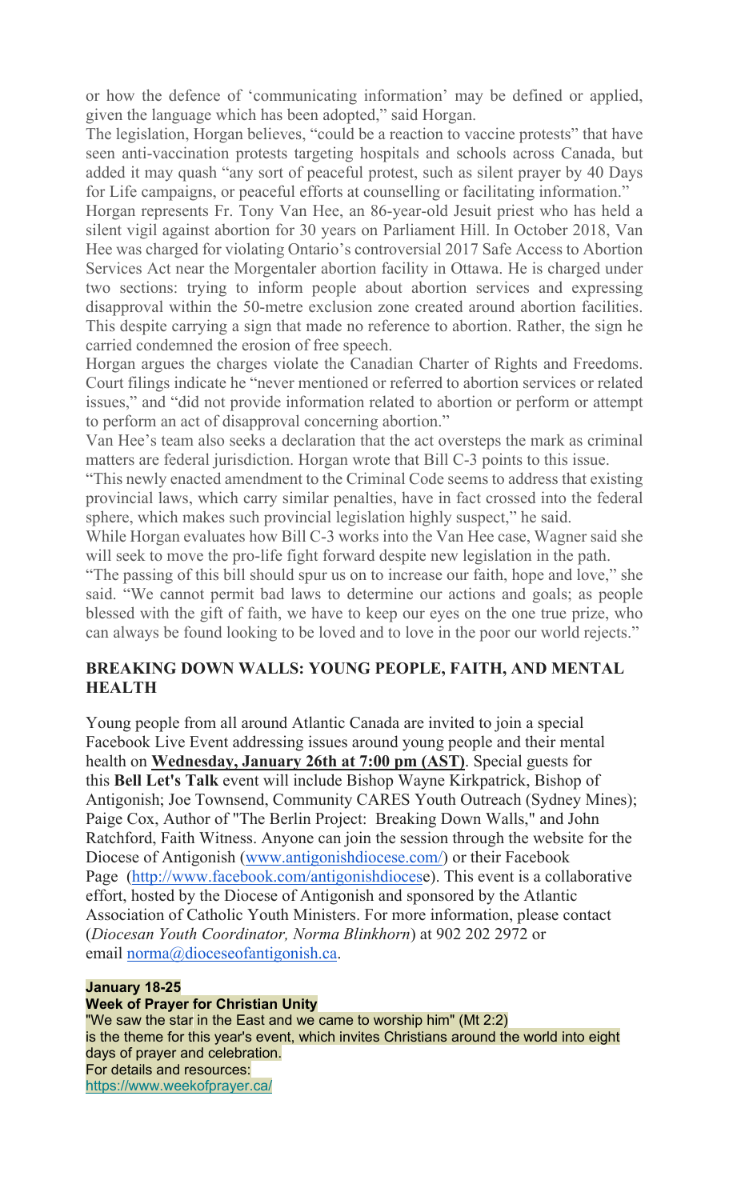or how the defence of 'communicating information' may be defined or applied, given the language which has been adopted," said Horgan.

The legislation, Horgan believes, "could be a reaction to vaccine protests" that have seen anti-vaccination protests targeting hospitals and schools across Canada, but added it may quash "any sort of peaceful protest, such as silent prayer by 40 Days for Life campaigns, or peaceful efforts at counselling or facilitating information."

Horgan represents Fr. Tony Van Hee, an 86-year-old Jesuit priest who has held a silent vigil against abortion for 30 years on Parliament Hill. In October 2018, Van Hee was charged for violating Ontario's controversial 2017 Safe Access to Abortion Services Act near the Morgentaler abortion facility in Ottawa. He is charged under two sections: trying to inform people about abortion services and expressing disapproval within the 50-metre exclusion zone created around abortion facilities. This despite carrying a sign that made no reference to abortion. Rather, the sign he carried condemned the erosion of free speech.

Horgan argues the charges violate the Canadian Charter of Rights and Freedoms. Court filings indicate he "never mentioned or referred to abortion services or related issues," and "did not provide information related to abortion or perform or attempt to perform an act of disapproval concerning abortion."

Van Hee's team also seeks a declaration that the act oversteps the mark as criminal matters are federal jurisdiction. Horgan wrote that Bill C-3 points to this issue.

"This newly enacted amendment to the Criminal Code seems to address that existing provincial laws, which carry similar penalties, have in fact crossed into the federal sphere, which makes such provincial legislation highly suspect," he said.

While Horgan evaluates how Bill C-3 works into the Van Hee case, Wagner said she will seek to move the pro-life fight forward despite new legislation in the path.

"The passing of this bill should spur us on to increase our faith, hope and love," she said. "We cannot permit bad laws to determine our actions and goals; as people blessed with the gift of faith, we have to keep our eyes on the one true prize, who can always be found looking to be loved and to love in the poor our world rejects."

## BREAKING DOWN WALLS: YOUNG PEOPLE, FAITH, AND MENTAL HEALTH

Young people from all around Atlantic Canada are invited to join a special Facebook Live Event addressing issues around young people and their mental health on **Wednesday, January 26th at 7:00 pm (AST)**. Special guests for this **Bell Let's Talk** event will include Bishop Wayne Kirkpatrick, Bishop of Antigonish; Joe Townsend, Community CARES Youth Outreach (Sydney Mines); Paige Cox, Author of "The Berlin Project: Breaking Down Walls," and John Ratchford, Faith Witness. Anyone can join the session through the website for the Diocese of Antigonish (www.antigonishdiocese.com/) or their Facebook Page (http://www.facebook.com/antigonishdiocese). This event is a collaborative effort, hosted by the Diocese of Antigonish and sponsored by the Atlantic Association of Catholic Youth Ministers. For more information, please contact (*Diocesan Youth Coordinator, Norma Blinkhorn*) at 902 202 2972 or email norma@dioceseofantigonish.ca.

**January 18-25**
**Week of Prayer for Christian Unity**
"We saw the star in the East and we came to worship him" (Mt 2:2)
is the theme for this year's event, which invites Christians around the world into eight days of prayer and celebration.
For details and resources:
https://www.weekofprayer.ca/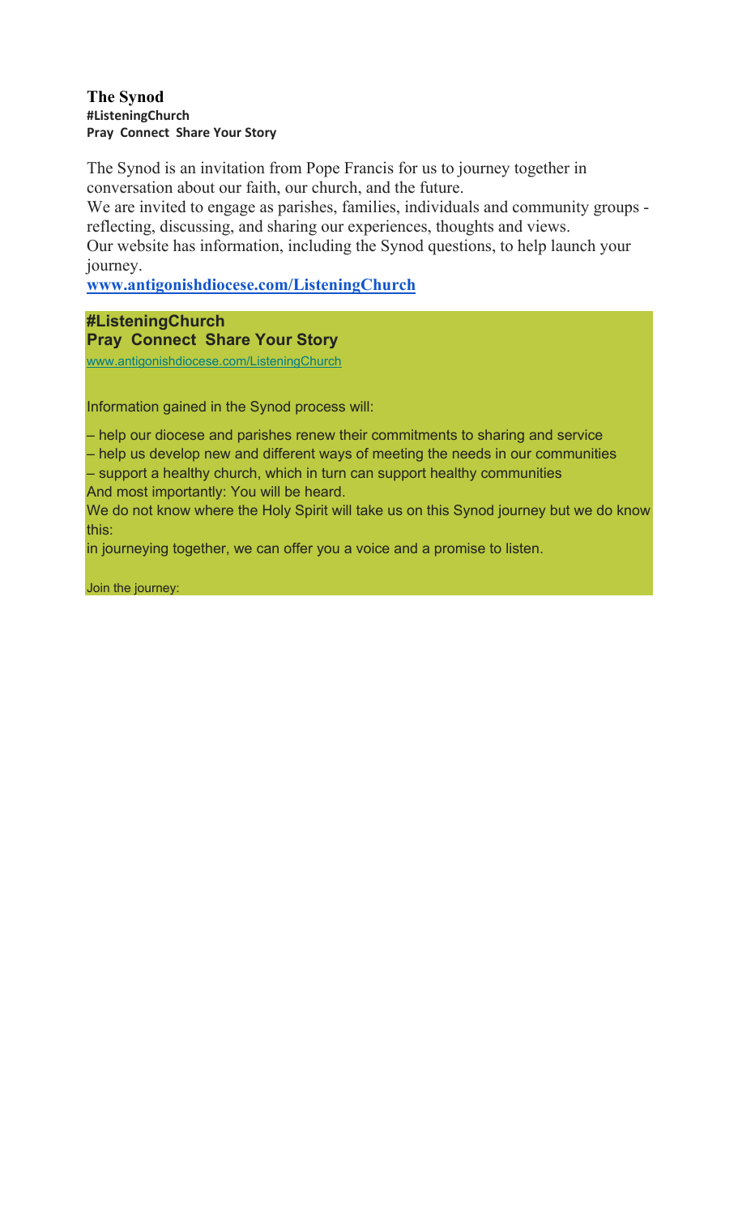**The Synod**
**#ListeningChurch**
**Pray Connect Share Your Story**

The Synod is an invitation from Pope Francis for us to journey together in conversation about our faith, our church, and the future.

We are invited to engage as parishes, families, individuals and community groups - reflecting, discussing, and sharing our experiences, thoughts and views.

Our website has information, including the Synod questions, to help launch your journey.

**www.antigonishdiocese.com/ListeningChurch**

**#ListeningChurch**
**Pray Connect Share Your Story**

www.antigonishdiocese.com/ListeningChurch

Information gained in the Synod process will:

– help our diocese and parishes renew their commitments to sharing and service
– help us develop new and different ways of meeting the needs in our communities
– support a healthy church, which in turn can support healthy communities

And most importantly: You will be heard.

We do not know where the Holy Spirit will take us on this Synod journey but we do know this:

in journeying together, we can offer you a voice and a promise to listen.

Join the journey: